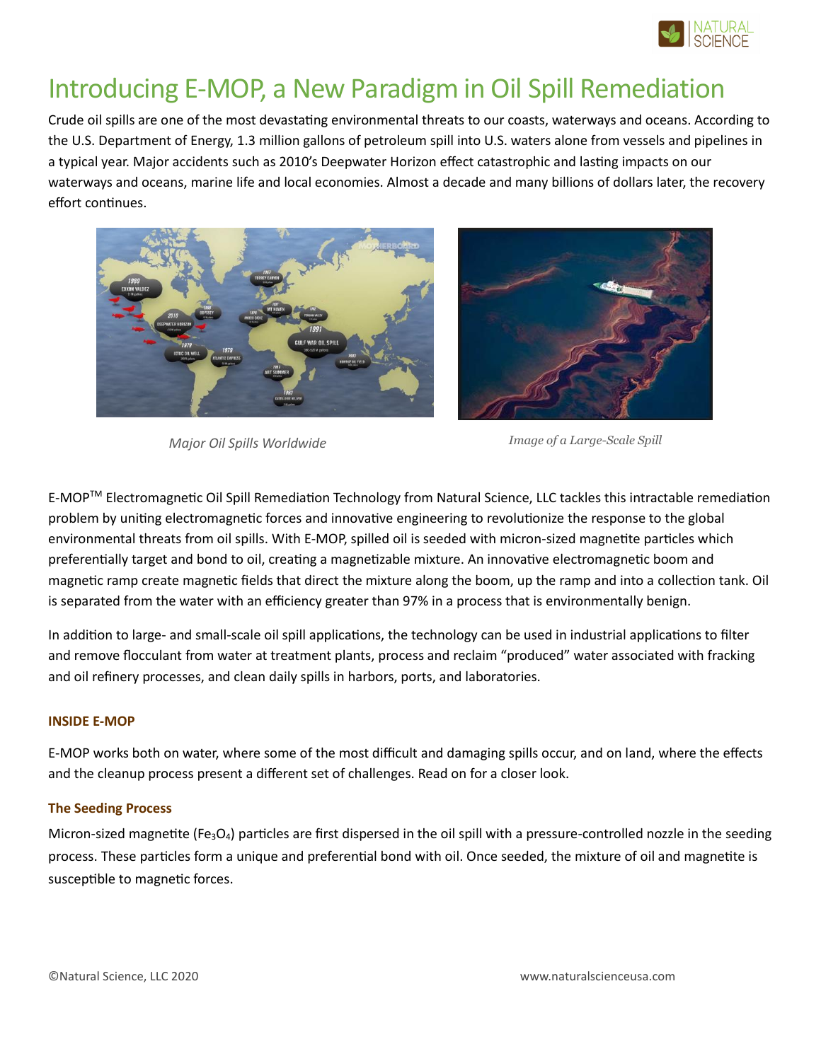# Introducing E-MOP, a New Paradigm in Oil Spill Remediation

Crude oil spills are one of the most devastating environmental threats to our coasts, waterways and oceans. According to the U.S. Department of Energy, 1.3 million gallons of petroleum spill into U.S. waters alone from vessels and pipelines in a typical year. Major accidents such as 2010's Deepwater Horizon effect catastrophic and lasting impacts on our waterways and oceans, marine life and local economies. Almost a decade and many billions of dollars later, the recovery effort continues.

*Major Oil Spills Worldwide*

*Image of a Large-Scale Spill*

E-MOP™ Electromagnetic Oil Spill Remediation Technology from Natural Science, LLC tackles this intractable remediation problem by uniting electromagnetic forces and innovative engineering to revolutionize the response to the global environmental threats from oil spills. With E-MOP, spilled oil is seeded with micron-sized magnetite particles which preferentially target and bond to oil, creating a magnetizable mixture. An innovative electromagnetic boom and magnetic ramp create magnetic fields that direct the mixture along the boom, up the ramp and into a collection tank. Oil is separated from the water with an efficiency greater than 97% in a process that is environmentally benign.

In addition to large- and small-scale oil spill applications, the technology can be used in industrial applications to filter and remove flocculant from water at treatment plants, process and reclaim "produced" water associated with fracking and oil refinery processes, and clean daily spills in harbors, ports, and laboratories.

### INSIDE E-MOP

E-MOP works both on water, where some of the most difficult and damaging spills occur, and on land, where the effects and the cleanup process present a different set of challenges. Read on for a closer look.

### The Seeding Process

Micron-sized magnetite ($Fe_3O_4$) particles are first dispersed in the oil spill with a pressure-controlled nozzle in the seeding process. These particles form a unique and preferential bond with oil. Once seeded, the mixture of oil and magnetite is susceptible to magnetic forces.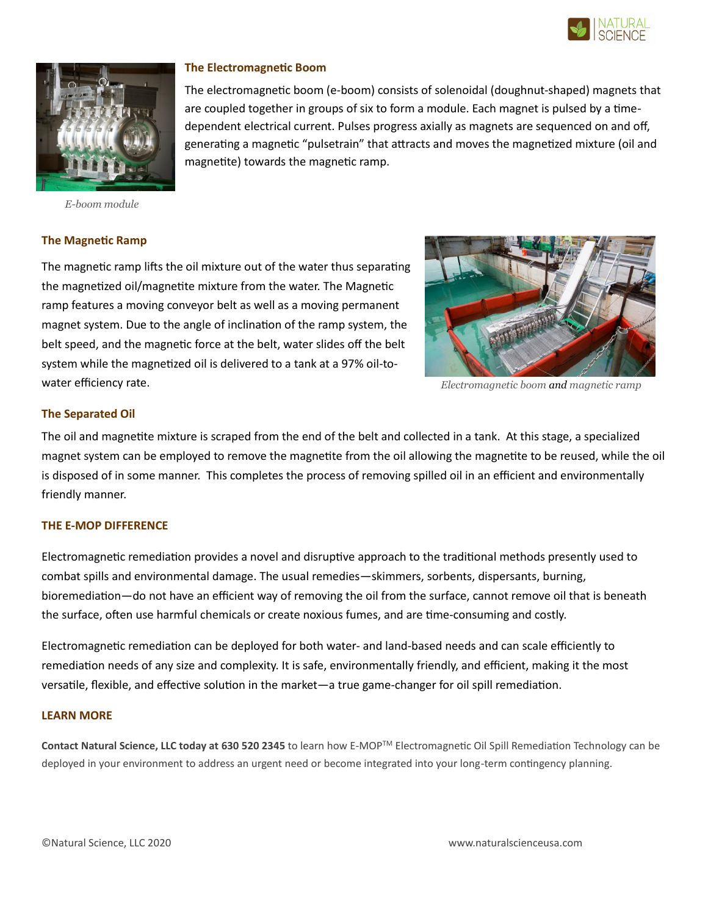### The Electromagnetic Boom

The electromagnetic boom (e-boom) consists of solenoidal (doughnut-shaped) magnets that are coupled together in groups of six to form a module. Each magnet is pulsed by a time-dependent electrical current. Pulses progress axially as magnets are sequenced on and off, generating a magnetic “pulsetrain” that attracts and moves the magnetized mixture (oil and magnetite) towards the magnetic ramp.

*E-boom module*

### The Magnetic Ramp

The magnetic ramp lifts the oil mixture out of the water thus separating the magnetized oil/magnetite mixture from the water. The Magnetic ramp features a moving conveyor belt as well as a moving permanent magnet system. Due to the angle of inclination of the ramp system, the belt speed, and the magnetic force at the belt, water slides off the belt system while the magnetized oil is delivered to a tank at a 97% oil-to-water efficiency rate.

*Electromagnetic boom* and *magnetic ramp*

### The Separated Oil

The oil and magnetite mixture is scraped from the end of the belt and collected in a tank. At this stage, a specialized magnet system can be employed to remove the magnetite from the oil allowing the magnetite to be reused, while the oil is disposed of in some manner. This completes the process of removing spilled oil in an efficient and environmentally friendly manner.

### THE E-MOP DIFFERENCE

Electromagnetic remediation provides a novel and disruptive approach to the traditional methods presently used to combat spills and environmental damage. The usual remedies—skimmers, sorbents, dispersants, burning, bioremediation—do not have an efficient way of removing the oil from the surface, cannot remove oil that is beneath the surface, often use harmful chemicals or create noxious fumes, and are time-consuming and costly.

Electromagnetic remediation can be deployed for both water- and land-based needs and can scale efficiently to remediation needs of any size and complexity. It is safe, environmentally friendly, and efficient, making it the most versatile, flexible, and effective solution in the market—a true game-changer for oil spill remediation.

### LEARN MORE

**Contact Natural Science, LLC today at 630 520 2345** to learn how E-MOP™ Electromagnetic Oil Spill Remediation Technology can be deployed in your environment to address an urgent need or become integrated into your long-term contingency planning.

©Natural Science, LLC 2020

www.naturalscienceusa.com